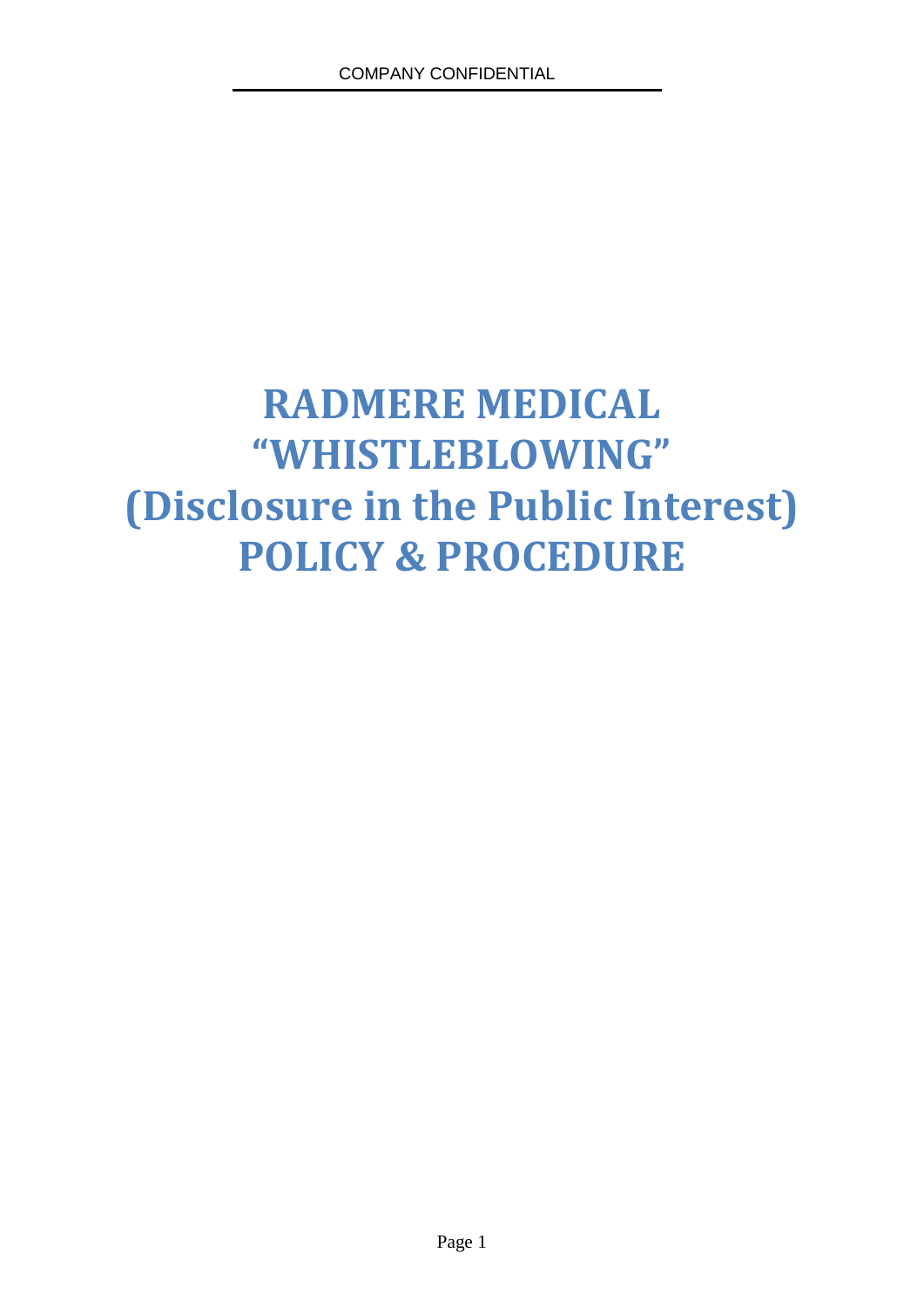# RADMERE MEDICAL “WHISTLEBLOWING” (Disclosure in the Public Interest) POLICY & PROCEDURE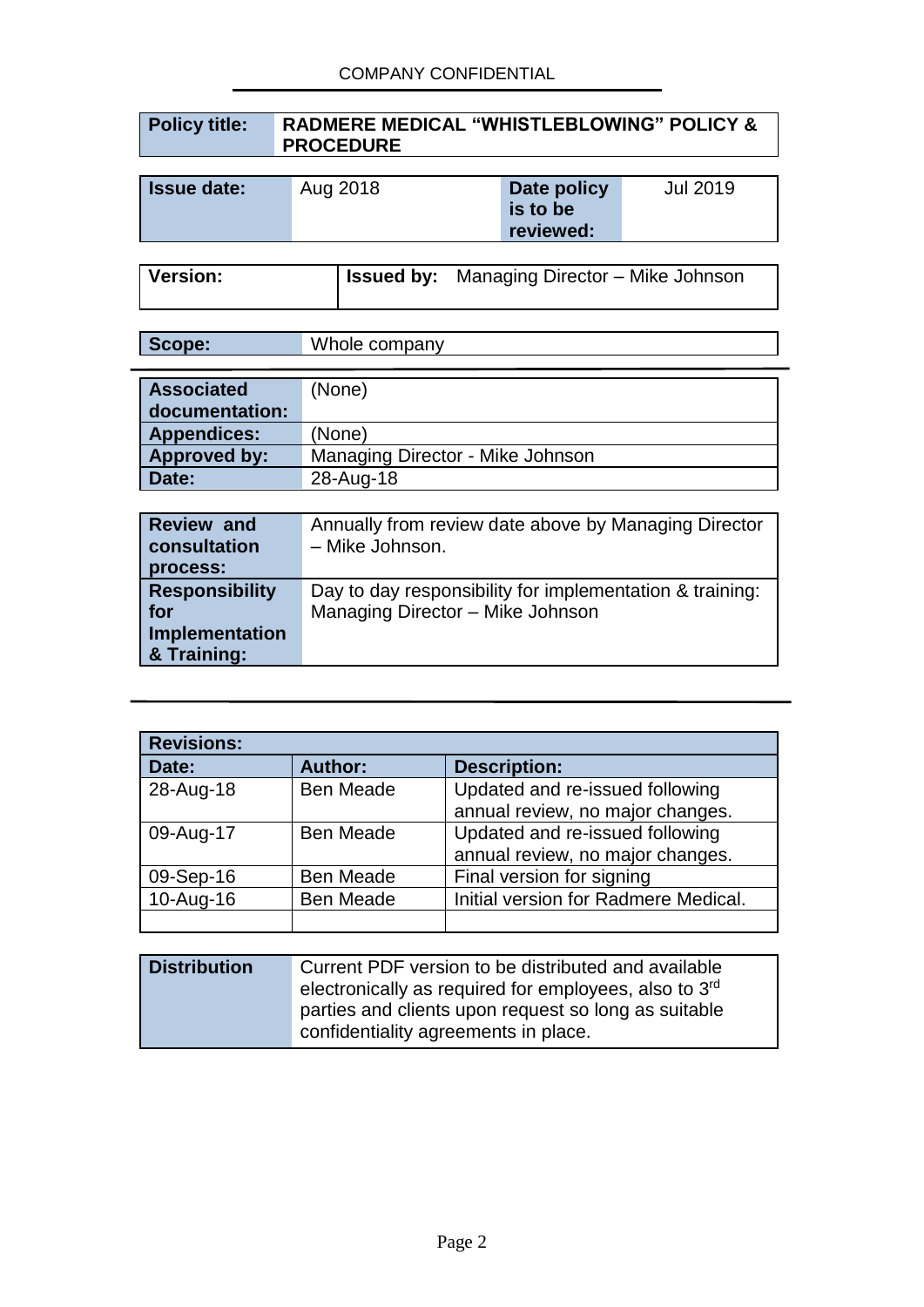COMPANY CONFIDENTIAL

| **Policy title:** | **RADMERE MEDICAL “WHISTLEBLOWING” POLICY & PROCEDURE** |
|---|---|

| **Issue date:** | Aug 2018 | **Date policy is to be reviewed:** | Jul 2019 |
|---|---|---|---|

| **Version:** | **Issued by:** Managing Director – Mike Johnson |
|---|---|

| **Scope:** | Whole company |
|---|---|

| **Associated documentation:** | (None) |
|---|---|
| **Appendices:** | (None) |
| **Approved by:** | Managing Director - Mike Johnson |
| **Date:** | 28-Aug-18 |

| **Review and consultation process:** | Annually from review date above by Managing Director – Mike Johnson. |
|---|---|
| **Responsibility for Implementation & Training:** | Day to day responsibility for implementation & training: Managing Director – Mike Johnson |

| **Revisions:** | | |
|---|---|---|
| **Date:** | **Author:** | **Description:** |
| 28-Aug-18 | Ben Meade | Updated and re-issued following annual review, no major changes. |
| 09-Aug-17 | Ben Meade | Updated and re-issued following annual review, no major changes. |
| 09-Sep-16 | Ben Meade | Final version for signing |
| 10-Aug-16 | Ben Meade | Initial version for Radmere Medical. |
| | | |

| **Distribution** | Current PDF version to be distributed and available electronically as required for employees, also to 3rd parties and clients upon request so long as suitable confidentiality agreements in place. |
|---|---|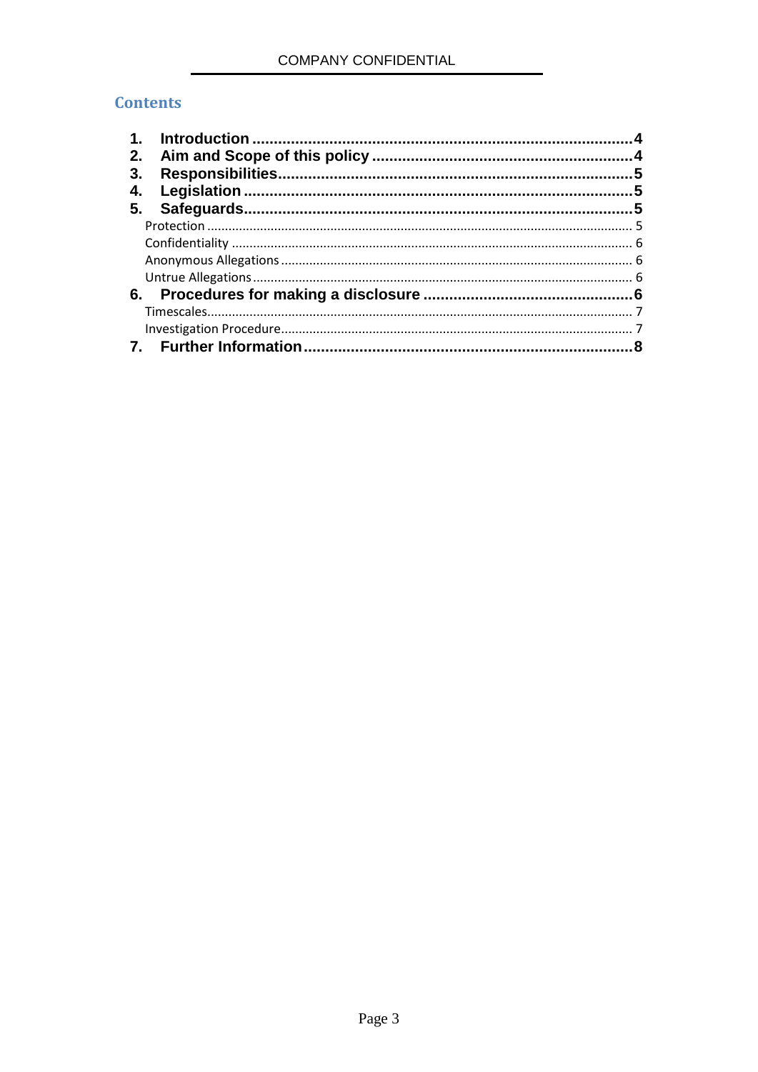## Contents

1. **Introduction** ........................................................................................ **4**
2. **Aim and Scope of this policy** ............................................................ **4**
3. **Responsibilities** .................................................................................. **5**
4. **Legislation** ......................................................................................... **5**
5. **Safeguards** ......................................................................................... **5**
   - Protection ........................................................................................................................ 5
   - Confidentiality ................................................................................................................. 6
   - Anonymous Allegations .................................................................................................. 6
   - Untrue Allegations .......................................................................................................... 6
6. **Procedures for making a disclosure** ................................................ **6**
   - Timescales ....................................................................................................................... 7
   - Investigation Procedure .................................................................................................. 7
7. **Further Information** ............................................................................ **8**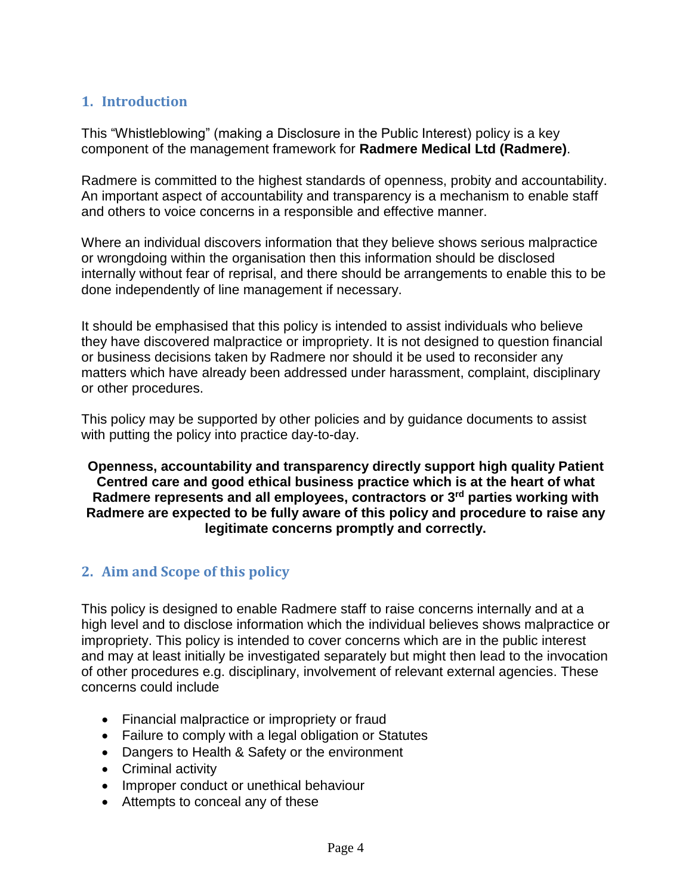## 1. Introduction

This "Whistleblowing" (making a Disclosure in the Public Interest) policy is a key component of the management framework for **Radmere Medical Ltd (Radmere)**.

Radmere is committed to the highest standards of openness, probity and accountability. An important aspect of accountability and transparency is a mechanism to enable staff and others to voice concerns in a responsible and effective manner.

Where an individual discovers information that they believe shows serious malpractice or wrongdoing within the organisation then this information should be disclosed internally without fear of reprisal, and there should be arrangements to enable this to be done independently of line management if necessary.

It should be emphasised that this policy is intended to assist individuals who believe they have discovered malpractice or impropriety. It is not designed to question financial or business decisions taken by Radmere nor should it be used to reconsider any matters which have already been addressed under harassment, complaint, disciplinary or other procedures.

This policy may be supported by other policies and by guidance documents to assist with putting the policy into practice day-to-day.

**Openness, accountability and transparency directly support high quality Patient Centred care and good ethical business practice which is at the heart of what Radmere represents and all employees, contractors or 3rd parties working with Radmere are expected to be fully aware of this policy and procedure to raise any legitimate concerns promptly and correctly.**

## 2. Aim and Scope of this policy

This policy is designed to enable Radmere staff to raise concerns internally and at a high level and to disclose information which the individual believes shows malpractice or impropriety. This policy is intended to cover concerns which are in the public interest and may at least initially be investigated separately but might then lead to the invocation of other procedures e.g. disciplinary, involvement of relevant external agencies. These concerns could include

- Financial malpractice or impropriety or fraud
- Failure to comply with a legal obligation or Statutes
- Dangers to Health & Safety or the environment
- Criminal activity
- Improper conduct or unethical behaviour
- Attempts to conceal any of these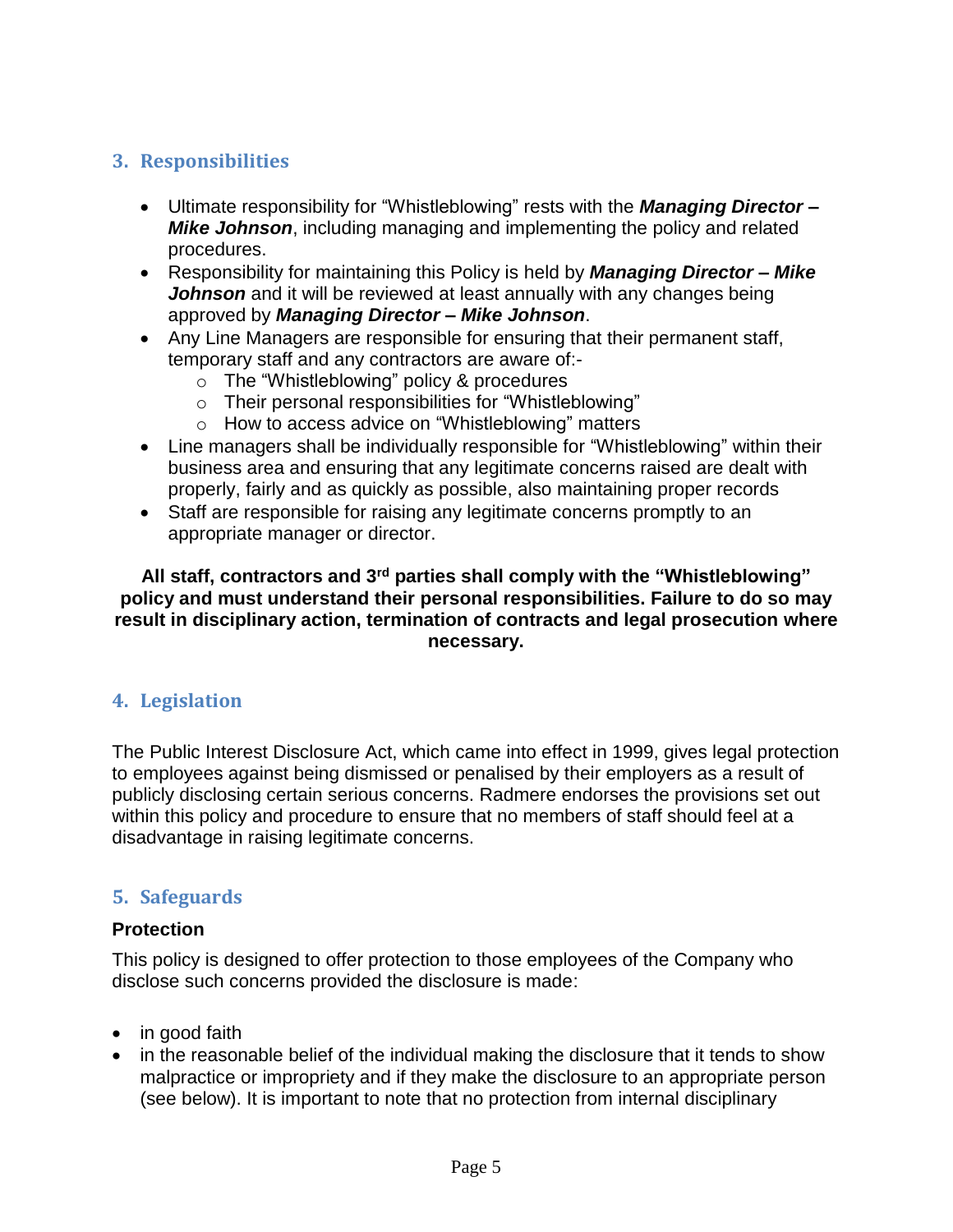## 3. Responsibilities

- Ultimate responsibility for "Whistleblowing" rests with the ***Managing Director – Mike Johnson***, including managing and implementing the policy and related procedures.
- Responsibility for maintaining this Policy is held by ***Managing Director – Mike Johnson*** and it will be reviewed at least annually with any changes being approved by ***Managing Director – Mike Johnson***.
- Any Line Managers are responsible for ensuring that their permanent staff, temporary staff and any contractors are aware of:-
  - The "Whistleblowing" policy & procedures
  - Their personal responsibilities for "Whistleblowing"
  - How to access advice on "Whistleblowing" matters
- Line managers shall be individually responsible for "Whistleblowing" within their business area and ensuring that any legitimate concerns raised are dealt with properly, fairly and as quickly as possible, also maintaining proper records
- Staff are responsible for raising any legitimate concerns promptly to an appropriate manager or director.

**All staff, contractors and 3rd parties shall comply with the "Whistleblowing" policy and must understand their personal responsibilities. Failure to do so may result in disciplinary action, termination of contracts and legal prosecution where necessary.**

## 4. Legislation

The Public Interest Disclosure Act, which came into effect in 1999, gives legal protection to employees against being dismissed or penalised by their employers as a result of publicly disclosing certain serious concerns. Radmere endorses the provisions set out within this policy and procedure to ensure that no members of staff should feel at a disadvantage in raising legitimate concerns.

## 5. Safeguards

**Protection**

This policy is designed to offer protection to those employees of the Company who disclose such concerns provided the disclosure is made:

- in good faith
- in the reasonable belief of the individual making the disclosure that it tends to show malpractice or impropriety and if they make the disclosure to an appropriate person (see below). It is important to note that no protection from internal disciplinary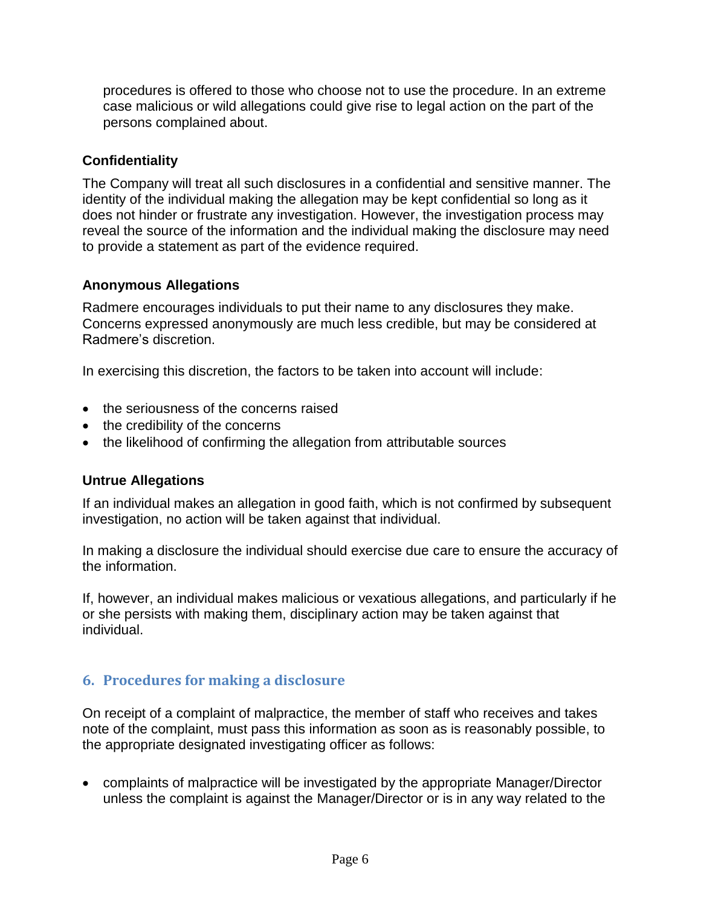procedures is offered to those who choose not to use the procedure. In an extreme case malicious or wild allegations could give rise to legal action on the part of the persons complained about.

### Confidentiality

The Company will treat all such disclosures in a confidential and sensitive manner. The identity of the individual making the allegation may be kept confidential so long as it does not hinder or frustrate any investigation. However, the investigation process may reveal the source of the information and the individual making the disclosure may need to provide a statement as part of the evidence required.

### Anonymous Allegations

Radmere encourages individuals to put their name to any disclosures they make. Concerns expressed anonymously are much less credible, but may be considered at Radmere's discretion.

In exercising this discretion, the factors to be taken into account will include:

- the seriousness of the concerns raised
- the credibility of the concerns
- the likelihood of confirming the allegation from attributable sources

### Untrue Allegations

If an individual makes an allegation in good faith, which is not confirmed by subsequent investigation, no action will be taken against that individual.

In making a disclosure the individual should exercise due care to ensure the accuracy of the information.

If, however, an individual makes malicious or vexatious allegations, and particularly if he or she persists with making them, disciplinary action may be taken against that individual.

## 6. Procedures for making a disclosure

On receipt of a complaint of malpractice, the member of staff who receives and takes note of the complaint, must pass this information as soon as is reasonably possible, to the appropriate designated investigating officer as follows:

- complaints of malpractice will be investigated by the appropriate Manager/Director unless the complaint is against the Manager/Director or is in any way related to the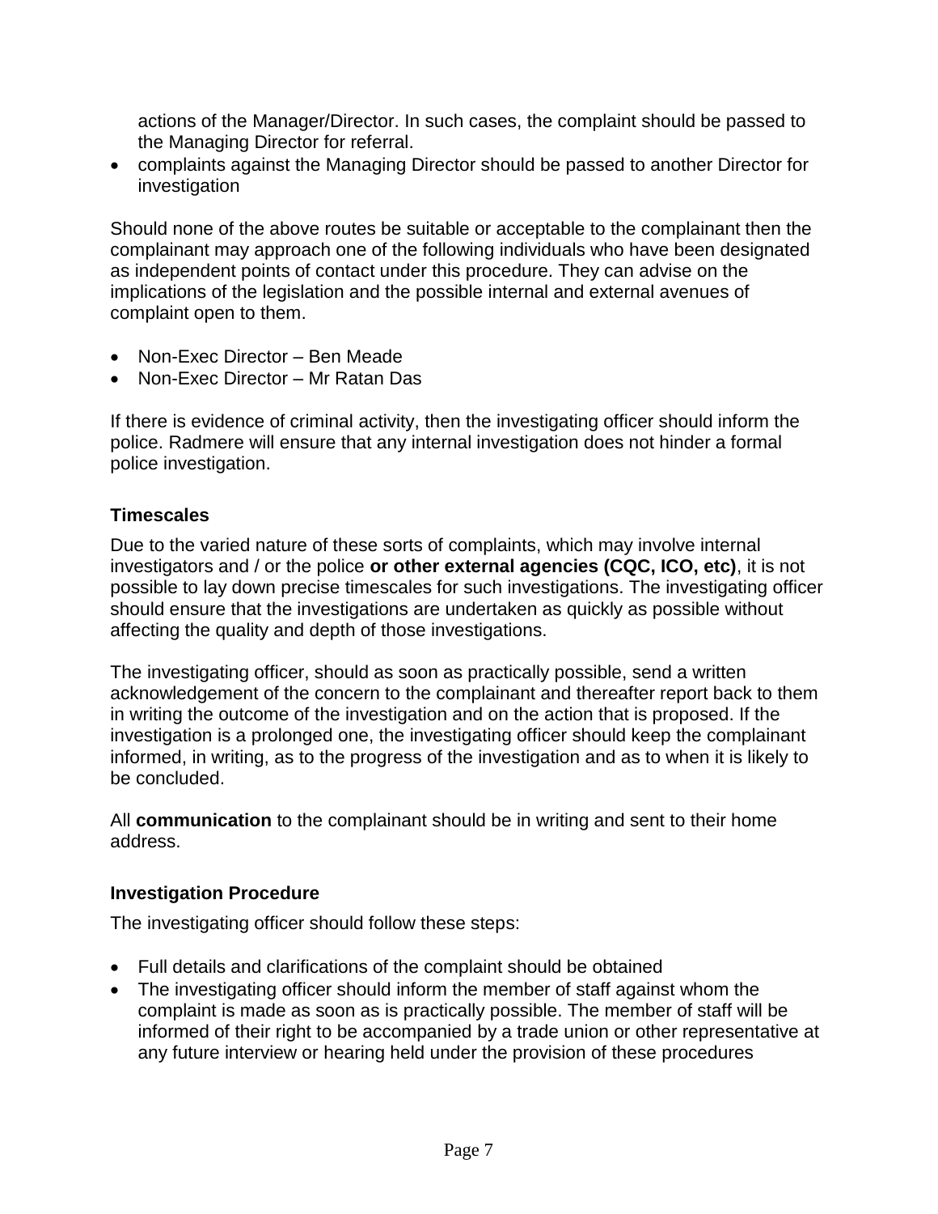actions of the Manager/Director. In such cases, the complaint should be passed to the Managing Director for referral.

- complaints against the Managing Director should be passed to another Director for investigation

Should none of the above routes be suitable or acceptable to the complainant then the complainant may approach one of the following individuals who have been designated as independent points of contact under this procedure. They can advise on the implications of the legislation and the possible internal and external avenues of complaint open to them.

- Non-Exec Director – Ben Meade
- Non-Exec Director – Mr Ratan Das

If there is evidence of criminal activity, then the investigating officer should inform the police. Radmere will ensure that any internal investigation does not hinder a formal police investigation.

### Timescales

Due to the varied nature of these sorts of complaints, which may involve internal investigators and / or the police **or other external agencies (CQC, ICO, etc)**, it is not possible to lay down precise timescales for such investigations. The investigating officer should ensure that the investigations are undertaken as quickly as possible without affecting the quality and depth of those investigations.

The investigating officer, should as soon as practically possible, send a written acknowledgement of the concern to the complainant and thereafter report back to them in writing the outcome of the investigation and on the action that is proposed. If the investigation is a prolonged one, the investigating officer should keep the complainant informed, in writing, as to the progress of the investigation and as to when it is likely to be concluded.

All **communication** to the complainant should be in writing and sent to their home address.

### Investigation Procedure

The investigating officer should follow these steps:

- Full details and clarifications of the complaint should be obtained
- The investigating officer should inform the member of staff against whom the complaint is made as soon as is practically possible. The member of staff will be informed of their right to be accompanied by a trade union or other representative at any future interview or hearing held under the provision of these procedures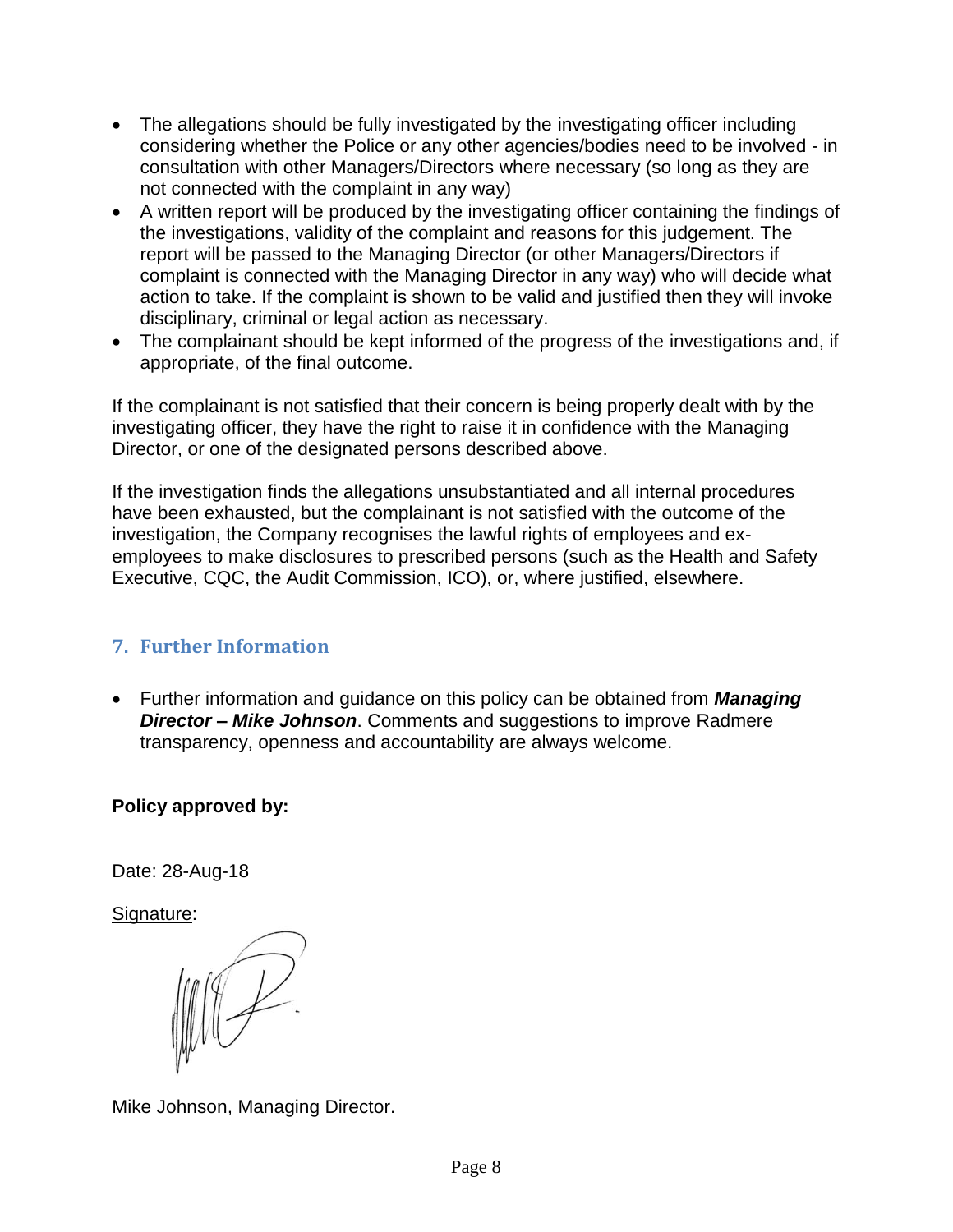- The allegations should be fully investigated by the investigating officer including considering whether the Police or any other agencies/bodies need to be involved - in consultation with other Managers/Directors where necessary (so long as they are not connected with the complaint in any way)
- A written report will be produced by the investigating officer containing the findings of the investigations, validity of the complaint and reasons for this judgement. The report will be passed to the Managing Director (or other Managers/Directors if complaint is connected with the Managing Director in any way) who will decide what action to take. If the complaint is shown to be valid and justified then they will invoke disciplinary, criminal or legal action as necessary.
- The complainant should be kept informed of the progress of the investigations and, if appropriate, of the final outcome.

If the complainant is not satisfied that their concern is being properly dealt with by the investigating officer, they have the right to raise it in confidence with the Managing Director, or one of the designated persons described above.

If the investigation finds the allegations unsubstantiated and all internal procedures have been exhausted, but the complainant is not satisfied with the outcome of the investigation, the Company recognises the lawful rights of employees and ex-employees to make disclosures to prescribed persons (such as the Health and Safety Executive, CQC, the Audit Commission, ICO), or, where justified, elsewhere.

## 7. Further Information

- Further information and guidance on this policy can be obtained from ***Managing Director – Mike Johnson***. Comments and suggestions to improve Radmere transparency, openness and accountability are always welcome.

**Policy approved by:**

Date: 28-Aug-18

Signature:

Mike Johnson, Managing Director.